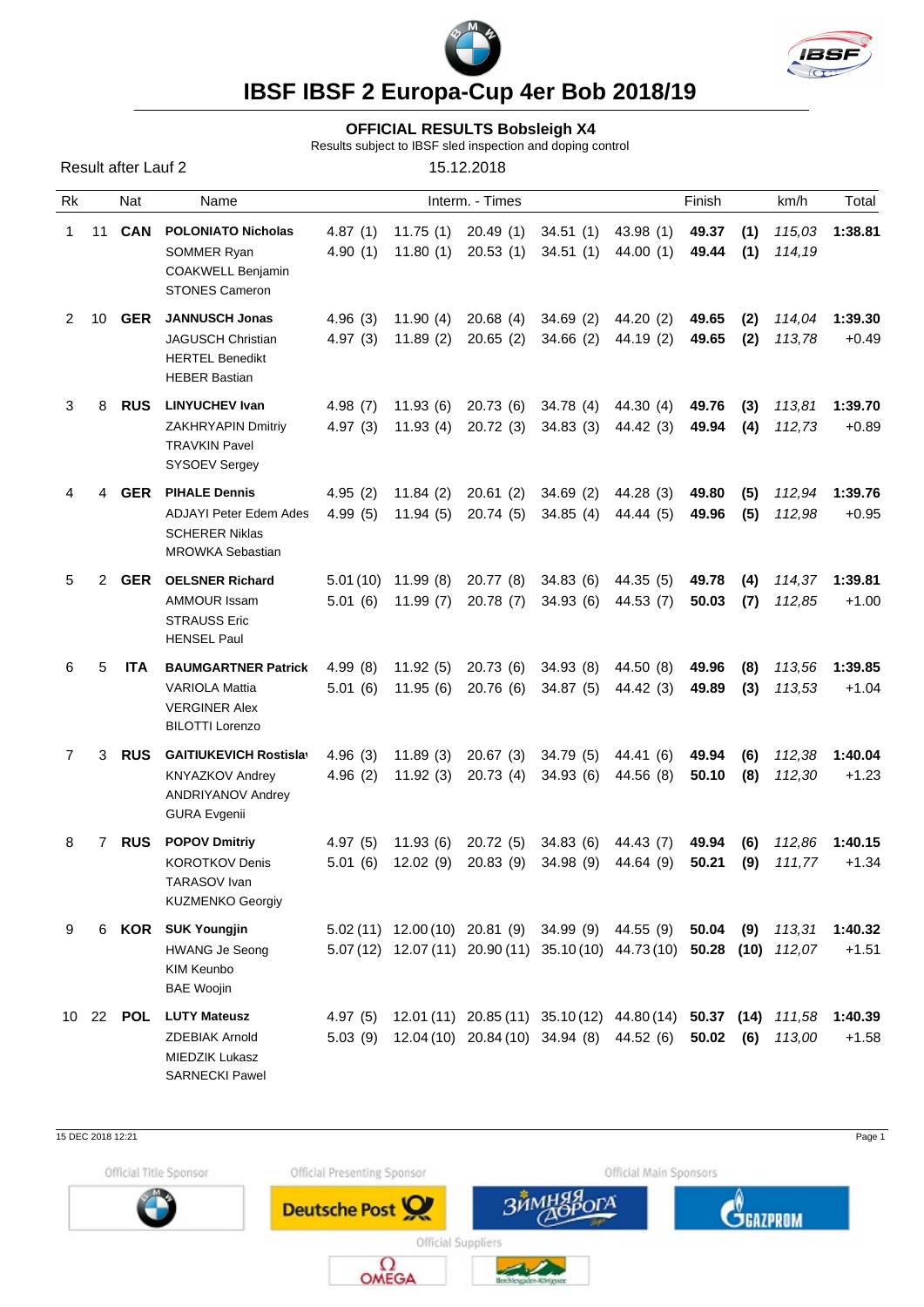# IBSF IBSF 2 Europa-Cup 4er Bob 2018/19

## OFFICIAL RESULTS Bobsleigh X4

Results subject to IBSF sled inspection and doping control

Result after Lauf 2

15.12.2018

| Rk | | Nat | Name | Interm. - Times | | | | | Finish | | km/h | Total |
|---|---|---|---|---|---|---|---|---|---|---|---|---|
| 1 | 11 | **CAN** | **POLONIATO Nicholas** | 4.87 (1) | 11.75 (1) | 20.49 (1) | 34.51 (1) | 43.98 (1) | **49.37** | **(1)** | *115,03* | **1:38.81** |
| | | | SOMMER Ryan | 4.90 (1) | 11.80 (1) | 20.53 (1) | 34.51 (1) | 44.00 (1) | **49.44** | **(1)** | *114,19* | |
| | | | COAKWELL Benjamin | | | | | | | | | |
| | | | STONES Cameron | | | | | | | | | |
| 2 | 10 | **GER** | **JANNUSCH Jonas** | 4.96 (3) | 11.90 (4) | 20.68 (4) | 34.69 (2) | 44.20 (2) | **49.65** | **(2)** | *114,04* | **1:39.30** |
| | | | JAGUSCH Christian | 4.97 (3) | 11.89 (2) | 20.65 (2) | 34.66 (2) | 44.19 (2) | **49.65** | **(2)** | *113,78* | +0.49 |
| | | | HERTEL Benedikt | | | | | | | | | |
| | | | HEBER Bastian | | | | | | | | | |
| 3 | 8 | **RUS** | **LINYUCHEV Ivan** | 4.98 (7) | 11.93 (6) | 20.73 (6) | 34.78 (4) | 44.30 (4) | **49.76** | **(3)** | *113,81* | **1:39.70** |
| | | | ZAKHRYAPIN Dmitriy | 4.97 (3) | 11.93 (4) | 20.72 (3) | 34.83 (3) | 44.42 (3) | **49.94** | **(4)** | *112,73* | +0.89 |
| | | | TRAVKIN Pavel | | | | | | | | | |
| | | | SYSOEV Sergey | | | | | | | | | |
| 4 | 4 | **GER** | **PIHALE Dennis** | 4.95 (2) | 11.84 (2) | 20.61 (2) | 34.69 (2) | 44.28 (3) | **49.80** | **(5)** | *112,94* | **1:39.76** |
| | | | ADJAYI Peter Edem Ades | 4.99 (5) | 11.94 (5) | 20.74 (5) | 34.85 (4) | 44.44 (5) | **49.96** | **(5)** | *112,98* | +0.95 |
| | | | SCHERER Niklas | | | | | | | | | |
| | | | MROWKA Sebastian | | | | | | | | | |
| 5 | 2 | **GER** | **OELSNER Richard** | 5.01 (10) | 11.99 (8) | 20.77 (8) | 34.83 (6) | 44.35 (5) | **49.78** | **(4)** | *114,37* | **1:39.81** |
| | | | AMMOUR Issam | 5.01 (6) | 11.99 (7) | 20.78 (7) | 34.93 (6) | 44.53 (7) | **50.03** | **(7)** | *112,85* | +1.00 |
| | | | STRAUSS Eric | | | | | | | | | |
| | | | HENSEL Paul | | | | | | | | | |
| 6 | 5 | **ITA** | **BAUMGARTNER Patrick** | 4.99 (8) | 11.92 (5) | 20.73 (6) | 34.93 (8) | 44.50 (8) | **49.96** | **(8)** | *113,56* | **1:39.85** |
| | | | VARIOLA Mattia | 5.01 (6) | 11.95 (6) | 20.76 (6) | 34.87 (5) | 44.42 (3) | **49.89** | **(3)** | *113,53* | +1.04 |
| | | | VERGINER Alex | | | | | | | | | |
| | | | BILOTTI Lorenzo | | | | | | | | | |
| 7 | 3 | **RUS** | **GAITIUKEVICH Rostislav** | 4.96 (3) | 11.89 (3) | 20.67 (3) | 34.79 (5) | 44.41 (6) | **49.94** | **(6)** | *112,38* | **1:40.04** |
| | | | KNYAZKOV Andrey | 4.96 (2) | 11.92 (3) | 20.73 (4) | 34.93 (6) | 44.56 (8) | **50.10** | **(8)** | *112,30* | +1.23 |
| | | | ANDRIYANOV Andrey | | | | | | | | | |
| | | | GURA Evgenii | | | | | | | | | |
| 8 | 7 | **RUS** | **POPOV Dmitriy** | 4.97 (5) | 11.93 (6) | 20.72 (5) | 34.83 (6) | 44.43 (7) | **49.94** | **(6)** | *112,86* | **1:40.15** |
| | | | KOROTKOV Denis | 5.01 (6) | 12.02 (9) | 20.83 (9) | 34.98 (9) | 44.64 (9) | **50.21** | **(9)** | *111,77* | +1.34 |
| | | | TARASOV Ivan | | | | | | | | | |
| | | | KUZMENKO Georgiy | | | | | | | | | |
| 9 | 6 | **KOR** | **SUK Youngjin** | 5.02 (11) | 12.00 (10) | 20.81 (9) | 34.99 (9) | 44.55 (9) | **50.04** | **(9)** | *113,31* | **1:40.32** |
| | | | HWANG Je Seong | 5.07 (12) | 12.07 (11) | 20.90 (11) | 35.10 (10) | 44.73 (10) | **50.28** | **(10)** | *112,07* | +1.51 |
| | | | KIM Keunbo | | | | | | | | | |
| | | | BAE Woojin | | | | | | | | | |
| 10 | 22 | **POL** | **LUTY Mateusz** | 4.97 (5) | 12.01 (11) | 20.85 (11) | 35.10 (12) | 44.80 (14) | **50.37** | **(14)** | *111,58* | **1:40.39** |
| | | | ZDEBIAK Arnold | 5.03 (9) | 12.04 (10) | 20.84 (10) | 34.94 (8) | 44.52 (6) | **50.02** | **(6)** | *113,00* | +1.58 |
| | | | MIEDZIK Lukasz | | | | | | | | | |
| | | | SARNECKI Pawel | | | | | | | | | |

15 DEC 2018 12:21

Official Title Sponsor | Official Presenting Sponsor | Official Main Sponsors | Official Suppliers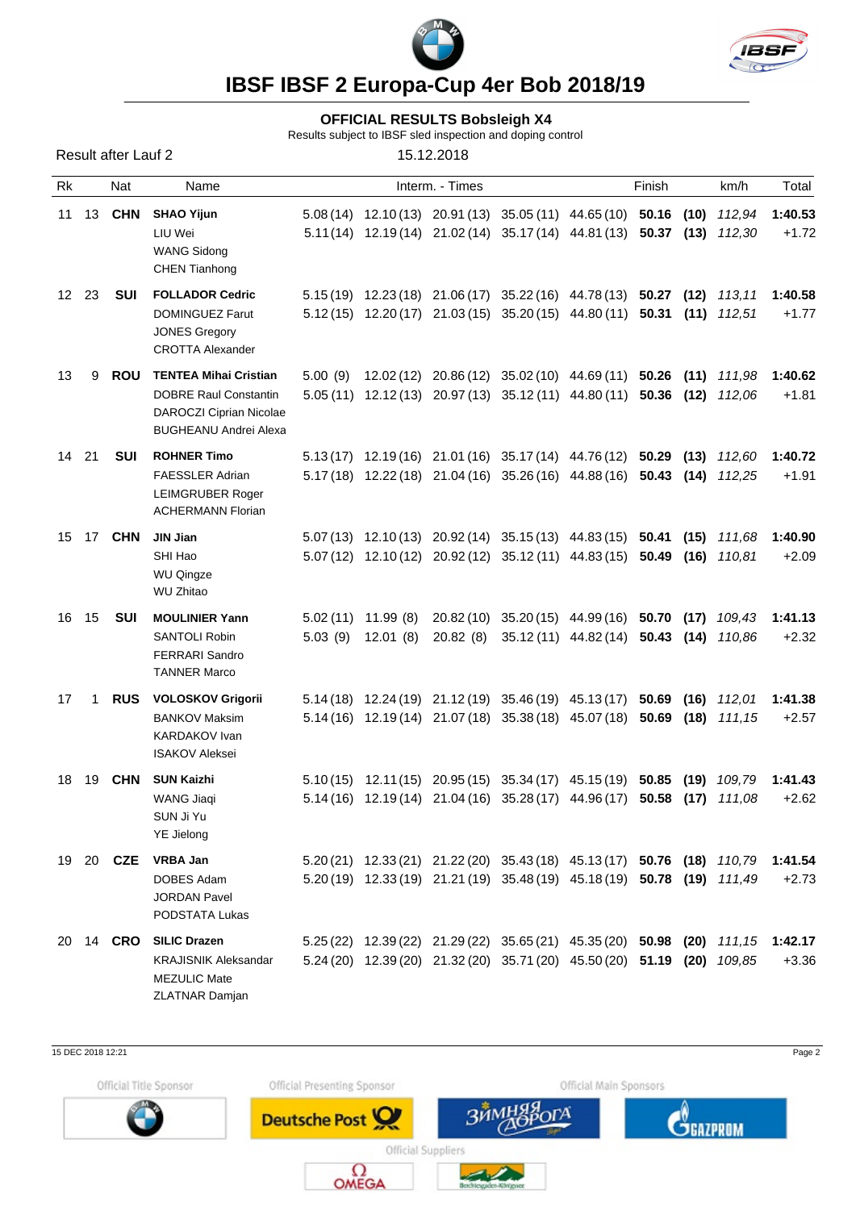# IBSF IBSF 2 Europa-Cup 4er Bob 2018/19

## OFFICIAL RESULTS Bobsleigh X4

Results subject to IBSF sled inspection and doping control

Result after Lauf 2 15.12.2018

| Rk | | Nat | Name | Interm. - Times | | | | | Finish | | km/h | Total |
|---|---|---|---|---|---|---|---|---|---|---|---|---|
| 11 | 13 | **CHN** | **SHAO Yijun** | 5.08 (14) | 12.10 (13) | 20.91 (13) | 35.05 (11) | 44.65 (10) | **50.16** | **(10)** | *112,94* | **1:40.53** |
| | | | LIU Wei | 5.11 (14) | 12.19 (14) | 21.02 (14) | 35.17 (14) | 44.81 (13) | **50.37** | **(13)** | *112,30* | +1.72 |
| | | | WANG Sidong | | | | | | | | | |
| | | | CHEN Tianhong | | | | | | | | | |
| 12 | 23 | **SUI** | **FOLLADOR Cedric** | 5.15 (19) | 12.23 (18) | 21.06 (17) | 35.22 (16) | 44.78 (13) | **50.27** | **(12)** | *113,11* | **1:40.58** |
| | | | DOMINGUEZ Farut | 5.12 (15) | 12.20 (17) | 21.03 (15) | 35.20 (15) | 44.80 (11) | **50.31** | **(11)** | *112,51* | +1.77 |
| | | | JONES Gregory | | | | | | | | | |
| | | | CROTTA Alexander | | | | | | | | | |
| 13 | 9 | **ROU** | **TENTEA Mihai Cristian** | 5.00 (9) | 12.02 (12) | 20.86 (12) | 35.02 (10) | 44.69 (11) | **50.26** | **(11)** | *111,98* | **1:40.62** |
| | | | DOBRE Raul Constantin | 5.05 (11) | 12.12 (13) | 20.97 (13) | 35.12 (11) | 44.80 (11) | **50.36** | **(12)** | *112,06* | +1.81 |
| | | | DAROCZI Ciprian Nicolae | | | | | | | | | |
| | | | BUGHEANU Andrei Alexa | | | | | | | | | |
| 14 | 21 | **SUI** | **ROHNER Timo** | 5.13 (17) | 12.19 (16) | 21.01 (16) | 35.17 (14) | 44.76 (12) | **50.29** | **(13)** | *112,60* | **1:40.72** |
| | | | FAESSLER Adrian | 5.17 (18) | 12.22 (18) | 21.04 (16) | 35.26 (16) | 44.88 (16) | **50.43** | **(14)** | *112,25* | +1.91 |
| | | | LEIMGRUBER Roger | | | | | | | | | |
| | | | ACHERMANN Florian | | | | | | | | | |
| 15 | 17 | **CHN** | **JIN Jian** | 5.07 (13) | 12.10 (13) | 20.92 (14) | 35.15 (13) | 44.83 (15) | **50.41** | **(15)** | *111,68* | **1:40.90** |
| | | | SHI Hao | 5.07 (12) | 12.10 (12) | 20.92 (12) | 35.12 (11) | 44.83 (15) | **50.49** | **(16)** | *110,81* | +2.09 |
| | | | WU Qingze | | | | | | | | | |
| | | | WU Zhitao | | | | | | | | | |
| 16 | 15 | **SUI** | **MOULINIER Yann** | 5.02 (11) | 11.99 (8) | 20.82 (10) | 35.20 (15) | 44.99 (16) | **50.70** | **(17)** | *109,43* | **1:41.13** |
| | | | SANTOLI Robin | 5.03 (9) | 12.01 (8) | 20.82 (8) | 35.12 (11) | 44.82 (14) | **50.43** | **(14)** | *110,86* | +2.32 |
| | | | FERRARI Sandro | | | | | | | | | |
| | | | TANNER Marco | | | | | | | | | |
| 17 | 1 | **RUS** | **VOLOSKOV Grigorii** | 5.14 (18) | 12.24 (19) | 21.12 (19) | 35.46 (19) | 45.13 (17) | **50.69** | **(16)** | *112,01* | **1:41.38** |
| | | | BANKOV Maksim | 5.14 (16) | 12.19 (14) | 21.07 (18) | 35.38 (18) | 45.07 (18) | **50.69** | **(18)** | *111,15* | +2.57 |
| | | | KARDAKOV Ivan | | | | | | | | | |
| | | | ISAKOV Aleksei | | | | | | | | | |
| 18 | 19 | **CHN** | **SUN Kaizhi** | 5.10 (15) | 12.11 (15) | 20.95 (15) | 35.34 (17) | 45.15 (19) | **50.85** | **(19)** | *109,79* | **1:41.43** |
| | | | WANG Jiaqi | 5.14 (16) | 12.19 (14) | 21.04 (16) | 35.28 (17) | 44.96 (17) | **50.58** | **(17)** | *111,08* | +2.62 |
| | | | SUN Ji Yu | | | | | | | | | |
| | | | YE Jielong | | | | | | | | | |
| 19 | 20 | **CZE** | **VRBA Jan** | 5.20 (21) | 12.33 (21) | 21.22 (20) | 35.43 (18) | 45.13 (17) | **50.76** | **(18)** | *110,79* | **1:41.54** |
| | | | DOBES Adam | 5.20 (19) | 12.33 (19) | 21.21 (19) | 35.48 (19) | 45.18 (19) | **50.78** | **(19)** | *111,49* | +2.73 |
| | | | JORDAN Pavel | | | | | | | | | |
| | | | PODSTATA Lukas | | | | | | | | | |
| 20 | 14 | **CRO** | **SILIC Drazen** | 5.25 (22) | 12.39 (22) | 21.29 (22) | 35.65 (21) | 45.35 (20) | **50.98** | **(20)** | *111,15* | **1:42.17** |
| | | | KRAJISNIK Aleksandar | 5.24 (20) | 12.39 (20) | 21.32 (20) | 35.71 (20) | 45.50 (20) | **51.19** | **(20)** | *109,85* | +3.36 |
| | | | MEZULIC Mate | | | | | | | | | |
| | | | ZLATNAR Damjan | | | | | | | | | |

15 DEC 2018 12:21

Official Title Sponsor | Official Presenting Sponsor | Official Main Sponsors | Official Suppliers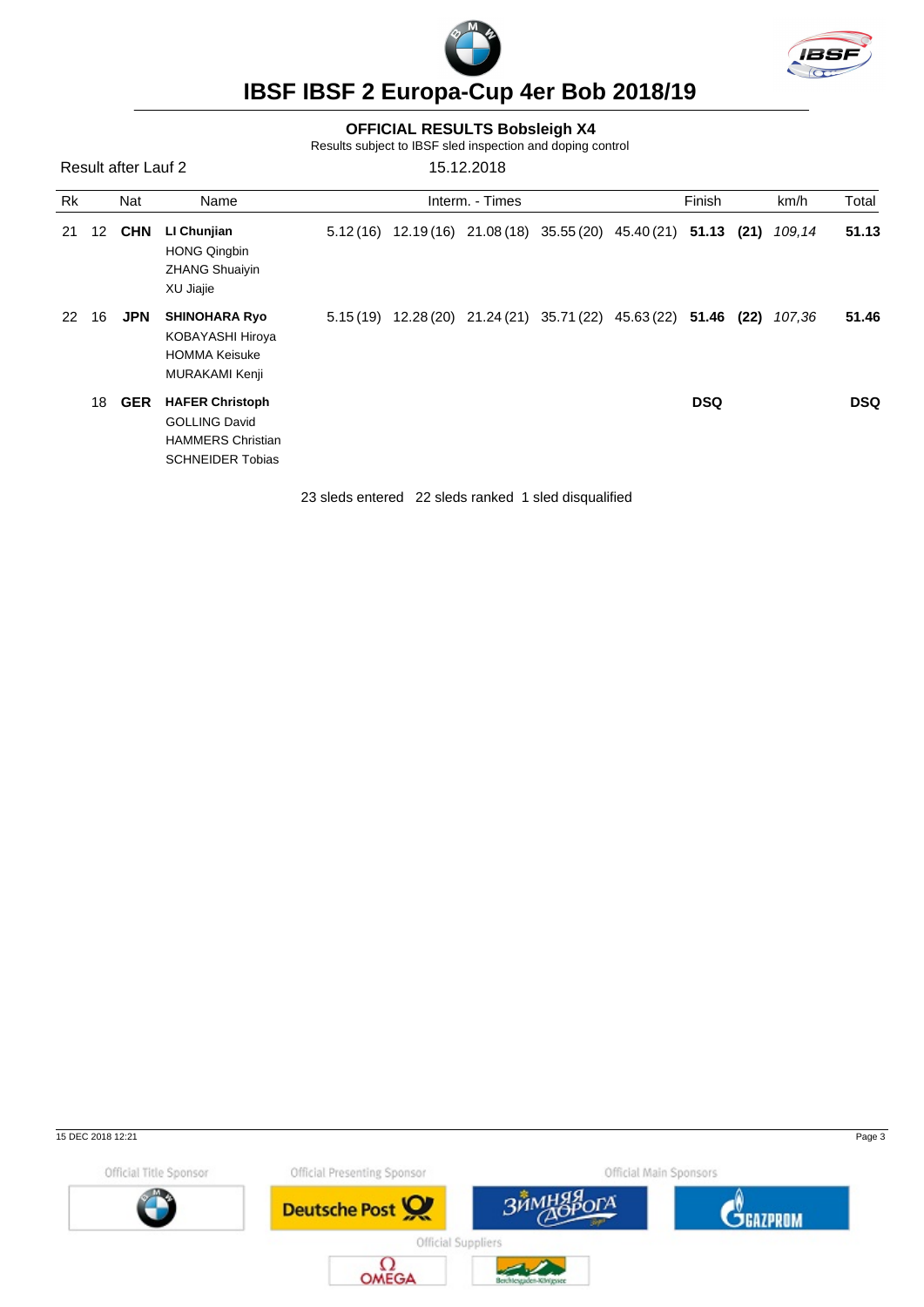# IBSF IBSF 2 Europa-Cup 4er Bob 2018/19

## OFFICIAL RESULTS Bobsleigh X4

Results subject to IBSF sled inspection and doping control

Result after Lauf 2 — 15.12.2018

| Rk | | Nat | Name | Interm. - Times | | | | | Finish | | km/h | Total |
|---|---|---|---|---|---|---|---|---|---|---|---|---|
| 21 | 12 | **CHN** | **LI Chunjian**<br>HONG Qingbin<br>ZHANG Shuaiyin<br>XU Jiajie | 5.12 (16) | 12.19 (16) | 21.08 (18) | 35.55 (20) | 45.40 (21) | **51.13** | **(21)** | *109,14* | **51.13** |
| 22 | 16 | **JPN** | **SHINOHARA Ryo**<br>KOBAYASHI Hiroya<br>HOMMA Keisuke<br>MURAKAMI Kenji | 5.15 (19) | 12.28 (20) | 21.24 (21) | 35.71 (22) | 45.63 (22) | **51.46** | **(22)** | *107,36* | **51.46** |
| | 18 | **GER** | **HAFER Christoph**<br>GOLLING David<br>HAMMERS Christian<br>SCHNEIDER Tobias | | | | | | **DSQ** | | | **DSQ** |

23 sleds entered 22 sleds ranked 1 sled disqualified

15 DEC 2018 12:21

Official Title Sponsor | Official Presenting Sponsor | Official Main Sponsors | Official Suppliers